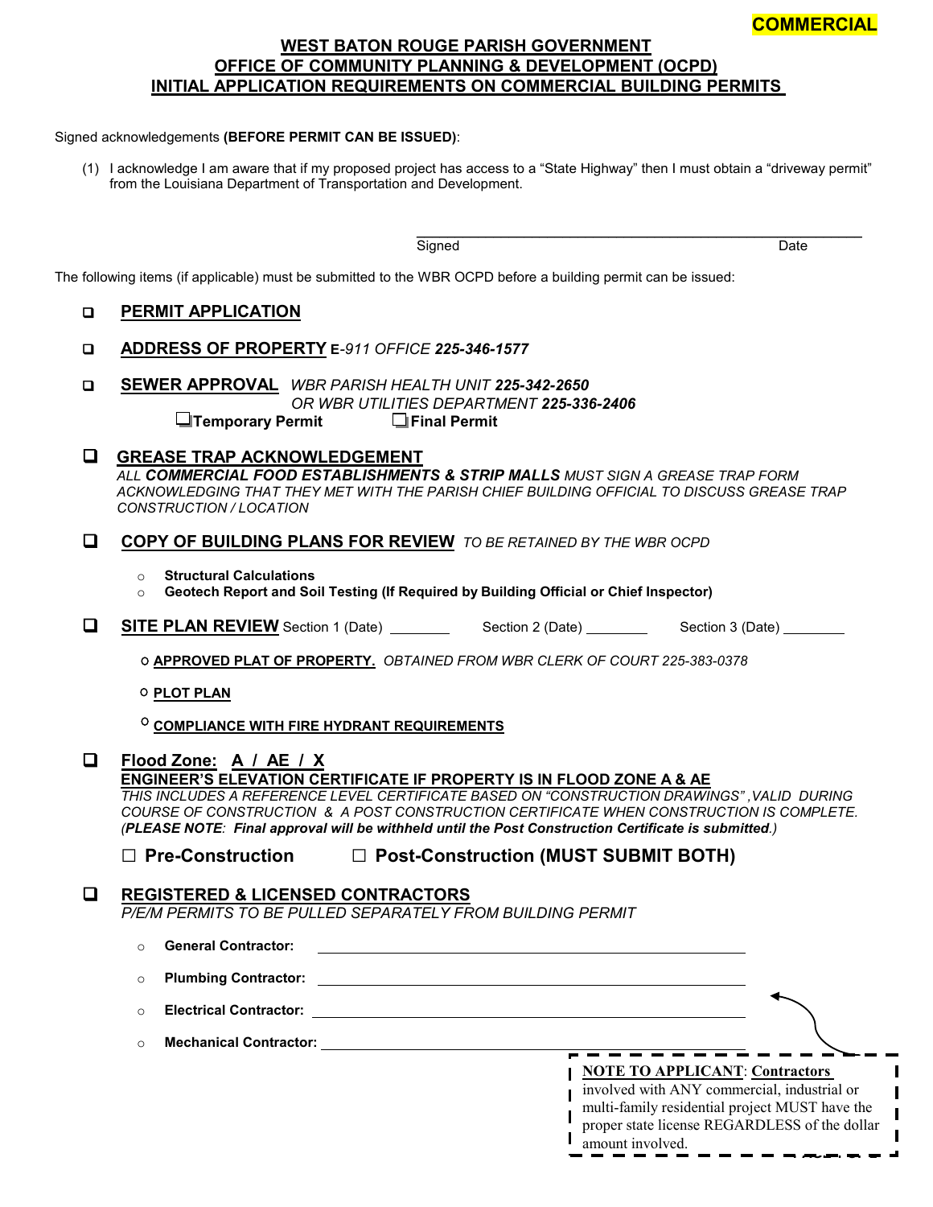**COMMERCIAL**

# WEST BATON ROUGE PARISH GOVERNMENT
# OFFICE OF COMMUNITY PLANNING & DEVELOPMENT (OCPD)
# INITIAL APPLICATION REQUIREMENTS ON COMMERCIAL BUILDING PERMITS

Signed acknowledgements **(BEFORE PERMIT CAN BE ISSUED)**:

(1) I acknowledge I am aware that if my proposed project has access to a "State Highway" then I must obtain a "driveway permit" from the Louisiana Department of Transportation and Development.

Signed ______________________________ Date ________

The following items (if applicable) must be submitted to the WBR OCPD before a building permit can be issued:

- ☐ **PERMIT APPLICATION**
- ☐ **ADDRESS OF PROPERTY** E*-911 OFFICE* ***225-346-1577***
- ☐ **SEWER APPROVAL** *WBR PARISH HEALTH UNIT* ***225-342-2650***
  *OR WBR UTILITIES DEPARTMENT* ***225-336-2406***
  ☐ **Temporary Permit** ☐ **Final Permit**
- ☐ **GREASE TRAP ACKNOWLEDGEMENT**
  *ALL* ***COMMERCIAL FOOD ESTABLISHMENTS & STRIP MALLS*** *MUST SIGN A GREASE TRAP FORM ACKNOWLEDGING THAT THEY MET WITH THE PARISH CHIEF BUILDING OFFICIAL TO DISCUSS GREASE TRAP CONSTRUCTION / LOCATION*
- ☐ **COPY OF BUILDING PLANS FOR REVIEW** *TO BE RETAINED BY THE WBR OCPD*
  - **Structural Calculations**
  - **Geotech Report and Soil Testing (If Required by Building Official or Chief Inspector)**
- ☐ **SITE PLAN REVIEW** Section 1 (Date) ________ Section 2 (Date) ________ Section 3 (Date) ________
  - **APPROVED PLAT OF PROPERTY.** *OBTAINED FROM WBR CLERK OF COURT 225-383-0378*
  - **PLOT PLAN**
  - **COMPLIANCE WITH FIRE HYDRANT REQUIREMENTS**
- ☐ **Flood Zone: A / AE / X**
  **ENGINEER'S ELEVATION CERTIFICATE IF PROPERTY IS IN FLOOD ZONE A & AE**
  *THIS INCLUDES A REFERENCE LEVEL CERTIFICATE BASED ON "CONSTRUCTION DRAWINGS", VALID DURING COURSE OF CONSTRUCTION & A POST CONSTRUCTION CERTIFICATE WHEN CONSTRUCTION IS COMPLETE. (****PLEASE NOTE****:* ***Final approval will be withheld until the Post Construction Certificate is submitted****.)*
  ☐ **Pre-Construction** ☐ **Post-Construction (MUST SUBMIT BOTH)**
- ☐ **REGISTERED & LICENSED CONTRACTORS**
  *P/E/M PERMITS TO BE PULLED SEPARATELY FROM BUILDING PERMIT*
  - **General Contractor:** ______________________________
  - **Plumbing Contractor:** ______________________________
  - **Electrical Contractor:** ______________________________
  - **Mechanical Contractor:** ______________________________

**NOTE TO APPLICANT**: **Contractors** involved with ANY commercial, industrial or multi-family residential project MUST have the proper state license REGARDLESS of the dollar amount involved.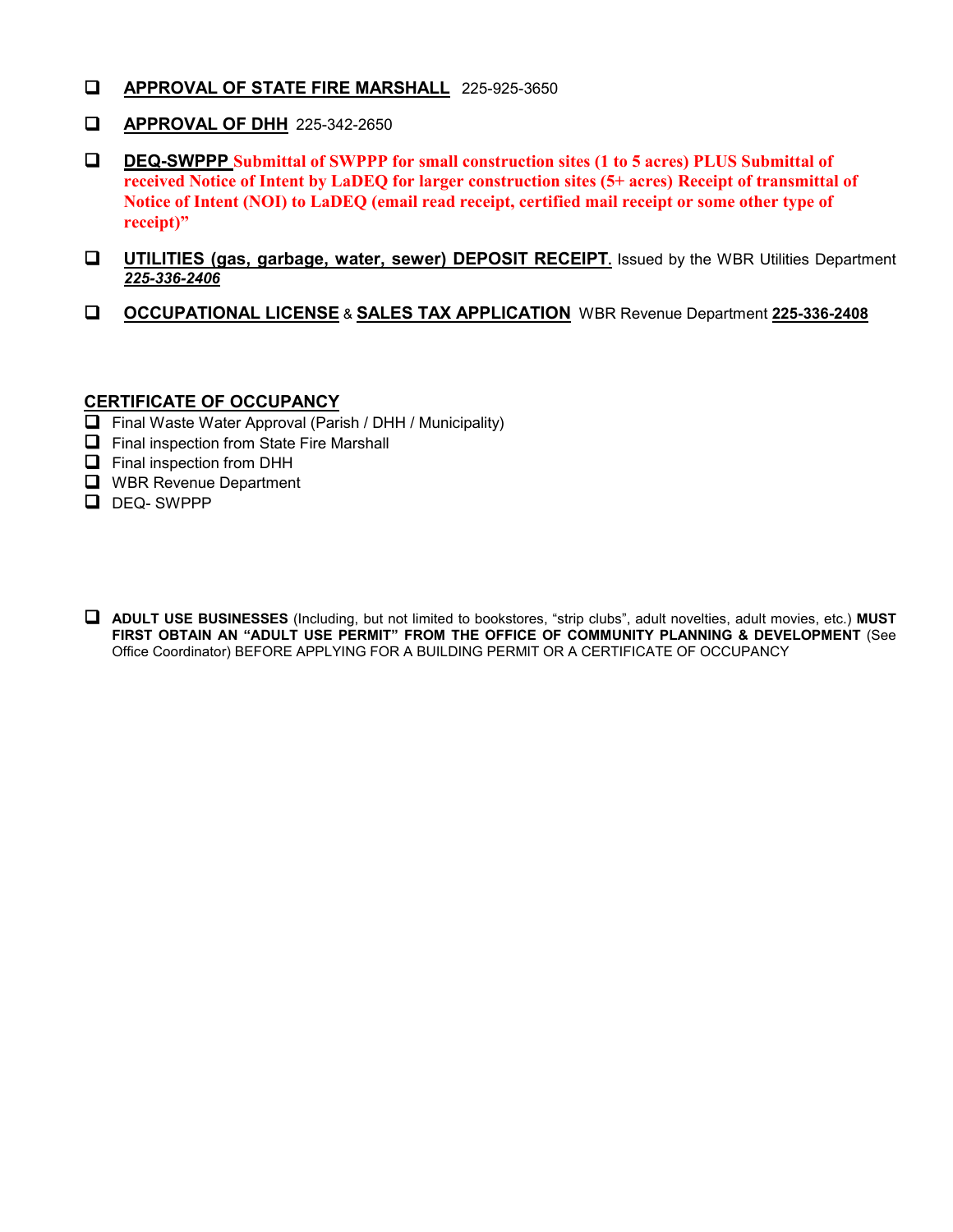- [ ] **APPROVAL OF STATE FIRE MARSHALL** 225-925-3650

- [ ] **APPROVAL OF DHH** 225-342-2650

- [ ] **DEQ-SWPPP** **Submittal of SWPPP for small construction sites (1 to 5 acres) PLUS Submittal of received Notice of Intent by LaDEQ for larger construction sites (5+ acres) Receipt of transmittal of Notice of Intent (NOI) to LaDEQ (email read receipt, certified mail receipt or some other type of receipt)"**

- [ ] **UTILITIES (gas, garbage, water, sewer) DEPOSIT RECEIPT.** Issued by the WBR Utilities Department ***225-336-2406***

- [ ] **OCCUPATIONAL LICENSE** & **SALES TAX APPLICATION** WBR Revenue Department **225-336-2408**

## CERTIFICATE OF OCCUPANCY

- [ ] Final Waste Water Approval (Parish / DHH / Municipality)
- [ ] Final inspection from State Fire Marshall
- [ ] Final inspection from DHH
- [ ] WBR Revenue Department
- [ ] DEQ- SWPPP

- [ ] **ADULT USE BUSINESSES** (Including, but not limited to bookstores, "strip clubs", adult novelties, adult movies, etc.) **MUST FIRST OBTAIN AN "ADULT USE PERMIT" FROM THE OFFICE OF COMMUNITY PLANNING & DEVELOPMENT** (See Office Coordinator) BEFORE APPLYING FOR A BUILDING PERMIT OR A CERTIFICATE OF OCCUPANCY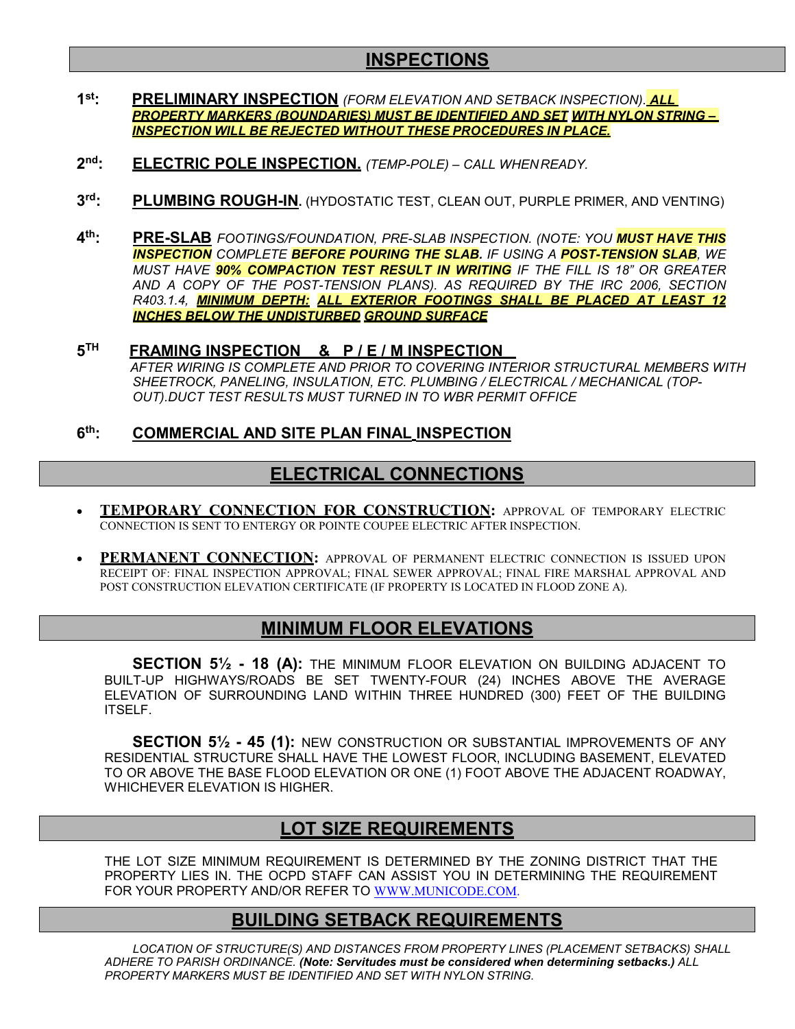## INSPECTIONS

**1st:** **PRELIMINARY INSPECTION** *(FORM ELEVATION AND SETBACK INSPECTION). **ALL PROPERTY MARKERS (BOUNDARIES) MUST BE IDENTIFIED AND SET WITH NYLON STRING – INSPECTION WILL BE REJECTED WITHOUT THESE PROCEDURES IN PLACE.***

**2nd:** **ELECTRIC POLE INSPECTION.** *(TEMP-POLE) – CALL WHEN READY.*

**3rd:** **PLUMBING ROUGH-IN.** (HYDOSTATIC TEST, CLEAN OUT, PURPLE PRIMER, AND VENTING)

**4th:** **PRE-SLAB** *FOOTINGS/FOUNDATION, PRE-SLAB INSPECTION. (NOTE: YOU **MUST HAVE THIS INSPECTION** COMPLETE **BEFORE POURING THE SLAB.** IF USING A **POST-TENSION SLAB**, WE MUST HAVE **90% COMPACTION TEST RESULT IN WRITING** IF THE FILL IS 18" OR GREATER AND A COPY OF THE POST-TENSION PLANS). AS REQUIRED BY THE IRC 2006, SECTION R403.1.4, **MINIMUM DEPTH: ALL EXTERIOR FOOTINGS SHALL BE PLACED AT LEAST 12 INCHES BELOW THE UNDISTURBED GROUND SURFACE***

**5TH** **FRAMING INSPECTION & P / E / M INSPECTION**
*AFTER WIRING IS COMPLETE AND PRIOR TO COVERING INTERIOR STRUCTURAL MEMBERS WITH SHEETROCK, PANELING, INSULATION, ETC. PLUMBING / ELECTRICAL / MECHANICAL (TOP-OUT).DUCT TEST RESULTS MUST TURNED IN TO WBR PERMIT OFFICE*

**6th:** **COMMERCIAL AND SITE PLAN FINAL INSPECTION**

## ELECTRICAL CONNECTIONS

- **TEMPORARY CONNECTION FOR CONSTRUCTION:** APPROVAL OF TEMPORARY ELECTRIC CONNECTION IS SENT TO ENTERGY OR POINTE COUPEE ELECTRIC AFTER INSPECTION.
- **PERMANENT CONNECTION:** APPROVAL OF PERMANENT ELECTRIC CONNECTION IS ISSUED UPON RECEIPT OF: FINAL INSPECTION APPROVAL; FINAL SEWER APPROVAL; FINAL FIRE MARSHAL APPROVAL AND POST CONSTRUCTION ELEVATION CERTIFICATE (IF PROPERTY IS LOCATED IN FLOOD ZONE A).

## MINIMUM FLOOR ELEVATIONS

**SECTION 5½ - 18 (A):** THE MINIMUM FLOOR ELEVATION ON BUILDING ADJACENT TO BUILT-UP HIGHWAYS/ROADS BE SET TWENTY-FOUR (24) INCHES ABOVE THE AVERAGE ELEVATION OF SURROUNDING LAND WITHIN THREE HUNDRED (300) FEET OF THE BUILDING ITSELF.

**SECTION 5½ - 45 (1):** NEW CONSTRUCTION OR SUBSTANTIAL IMPROVEMENTS OF ANY RESIDENTIAL STRUCTURE SHALL HAVE THE LOWEST FLOOR, INCLUDING BASEMENT, ELEVATED TO OR ABOVE THE BASE FLOOD ELEVATION OR ONE (1) FOOT ABOVE THE ADJACENT ROADWAY, WHICHEVER ELEVATION IS HIGHER.

## LOT SIZE REQUIREMENTS

THE LOT SIZE MINIMUM REQUIREMENT IS DETERMINED BY THE ZONING DISTRICT THAT THE PROPERTY LIES IN. THE OCPD STAFF CAN ASSIST YOU IN DETERMINING THE REQUIREMENT FOR YOUR PROPERTY AND/OR REFER TO WWW.MUNICODE.COM.

## BUILDING SETBACK REQUIREMENTS

*LOCATION OF STRUCTURE(S) AND DISTANCES FROM PROPERTY LINES (PLACEMENT SETBACKS) SHALL ADHERE TO PARISH ORDINANCE. **(Note: Servitudes must be considered when determining setbacks.)** ALL PROPERTY MARKERS MUST BE IDENTIFIED AND SET WITH NYLON STRING.*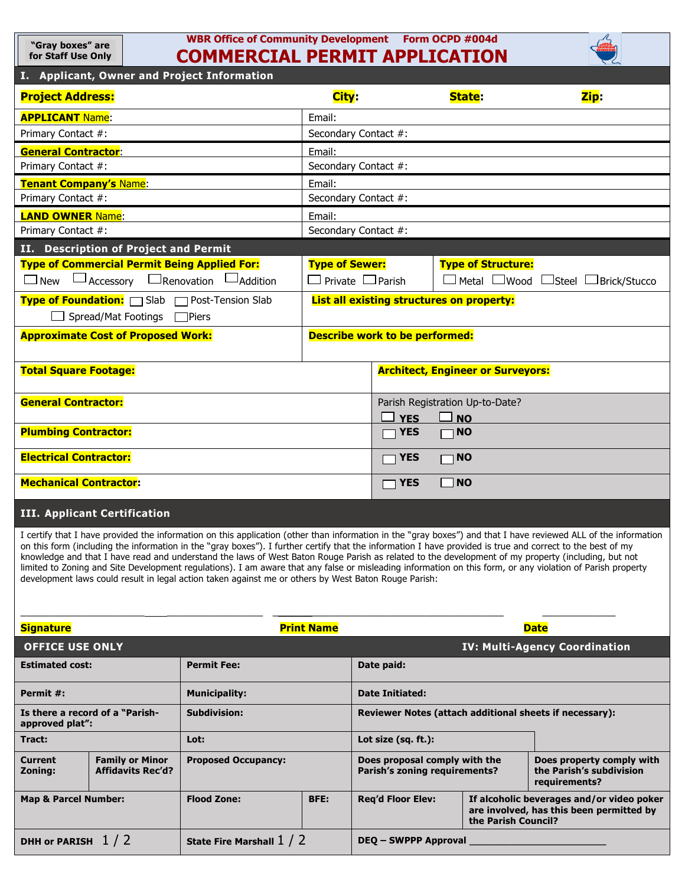"Gray boxes" are for Staff Use Only

WBR Office of Community Development Form OCPD #004d

# COMMERCIAL PERMIT APPLICATION

## I. Applicant, Owner and Project Information

| | | | |
|---|---|---|---|
| **Project Address:** | **City:** | **State:** | **Zip:** |

| | |
|---|---|
| **APPLICANT** Name: | Email: |
| Primary Contact #: | Secondary Contact #: |
| **General Contractor**: | Email: |
| Primary Contact #: | Secondary Contact #: |
| **Tenant Company's** Name: | Email: |
| Primary Contact #: | Secondary Contact #: |
| **LAND OWNER** Name: | Email: |
| Primary Contact #: | Secondary Contact #: |

## II. Description of Project and Permit

| | | |
|---|---|---|
| **Type of Commercial Permit Being Applied For:** ☐ New ☐ Accessory ☐ Renovation ☐ Addition | **Type of Sewer:** ☐ Private ☐ Parish | **Type of Structure:** ☐ Metal ☐ Wood ☐ Steel ☐ Brick/Stucco |
| **Type of Foundation:** ☐ Slab ☐ Post-Tension Slab ☐ Spread/Mat Footings ☐ Piers | **List all existing structures on property:** | |
| **Approximate Cost of Proposed Work:** | **Describe work to be performed:** | |

| | |
|---|---|
| **Total Square Footage:** | **Architect, Engineer or Surveyors:** |
| **General Contractor:** | Parish Registration Up-to-Date? ☐ **YES** ☐ **NO** |
| **Plumbing Contractor:** | ☐ **YES** ☐ **NO** |
| **Electrical Contractor:** | ☐ **YES** ☐ **NO** |
| **Mechanical Contractor:** | ☐ **YES** ☐ **NO** |

## III. Applicant Certification

I certify that I have provided the information on this application (other than information in the "gray boxes") and that I have reviewed ALL of the information on this form (including the information in the "gray boxes"). I further certify that the information I have provided is true and correct to the best of my knowledge and that I have read and understand the laws of West Baton Rouge Parish as related to the development of my property (including, but not limited to Zoning and Site Development regulations). I am aware that any false or misleading information on this form, or any violation of Parish property development laws could result in legal action taken against me or others by West Baton Rouge Parish:

_______________________________ _______________________________ _______________

**Signature** **Print Name** **Date**

## OFFICE USE ONLY — IV: Multi-Agency Coordination

| | | | | |
|---|---|---|---|---|
| **Estimated cost:** | | **Permit Fee:** | | **Date paid:** |
| **Permit #:** | | **Municipality:** | | **Date Initiated:** |
| **Is there a record of a "Parish-approved plat":** | | **Subdivision:** | | **Reviewer Notes (attach additional sheets if necessary):** |
| **Tract:** | | **Lot:** | | **Lot size (sq. ft.):** |
| **Current Zoning:** | **Family or Minor Affidavits Rec'd?** | **Proposed Occupancy:** | | **Does proposal comply with the Parish's zoning requirements?** / **Does property comply with the Parish's subdivision requirements?** |
| **Map & Parcel Number:** | | **Flood Zone:** | **BFE:** | **Req'd Floor Elev:** / **If alcoholic beverages and/or video poker are involved, has this been permitted by the Parish Council?** |
| **DHH or PARISH** 1 / 2 | | **State Fire Marshall** 1 / 2 | | **DEQ – SWPPP Approval** ________________________ |